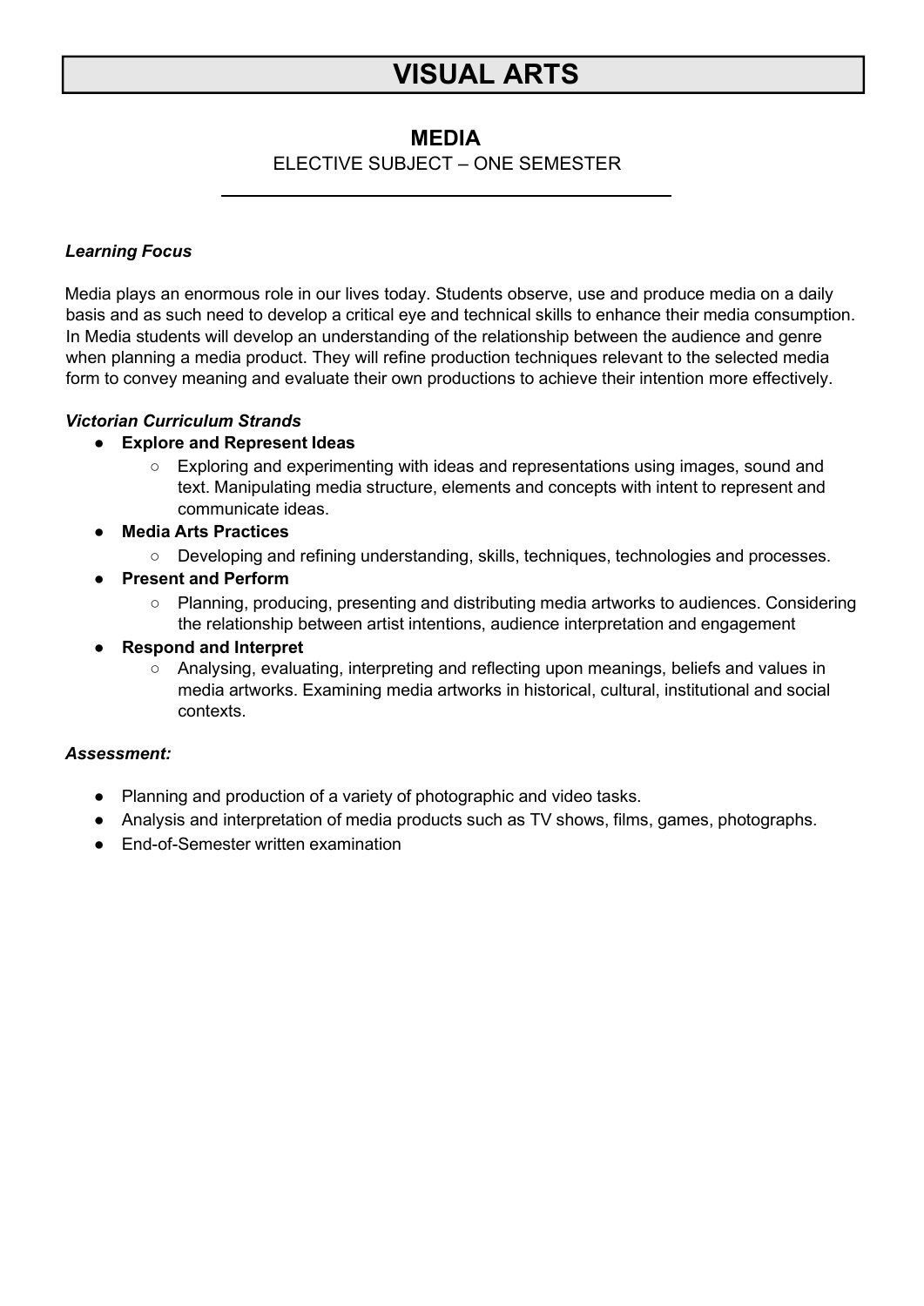# VISUAL ARTS

## MEDIA

ELECTIVE SUBJECT – ONE SEMESTER

***Learning Focus***

Media plays an enormous role in our lives today. Students observe, use and produce media on a daily basis and as such need to develop a critical eye and technical skills to enhance their media consumption. In Media students will develop an understanding of the relationship between the audience and genre when planning a media product. They will refine production techniques relevant to the selected media form to convey meaning and evaluate their own productions to achieve their intention more effectively.

***Victorian Curriculum Strands***

- **Explore and Represent Ideas**
  - Exploring and experimenting with ideas and representations using images, sound and text. Manipulating media structure, elements and concepts with intent to represent and communicate ideas.
- **Media Arts Practices**
  - Developing and refining understanding, skills, techniques, technologies and processes.
- **Present and Perform**
  - Planning, producing, presenting and distributing media artworks to audiences. Considering the relationship between artist intentions, audience interpretation and engagement
- **Respond and Interpret**
  - Analysing, evaluating, interpreting and reflecting upon meanings, beliefs and values in media artworks. Examining media artworks in historical, cultural, institutional and social contexts.

***Assessment:***

- Planning and production of a variety of photographic and video tasks.
- Analysis and interpretation of media products such as TV shows, films, games, photographs.
- End-of-Semester written examination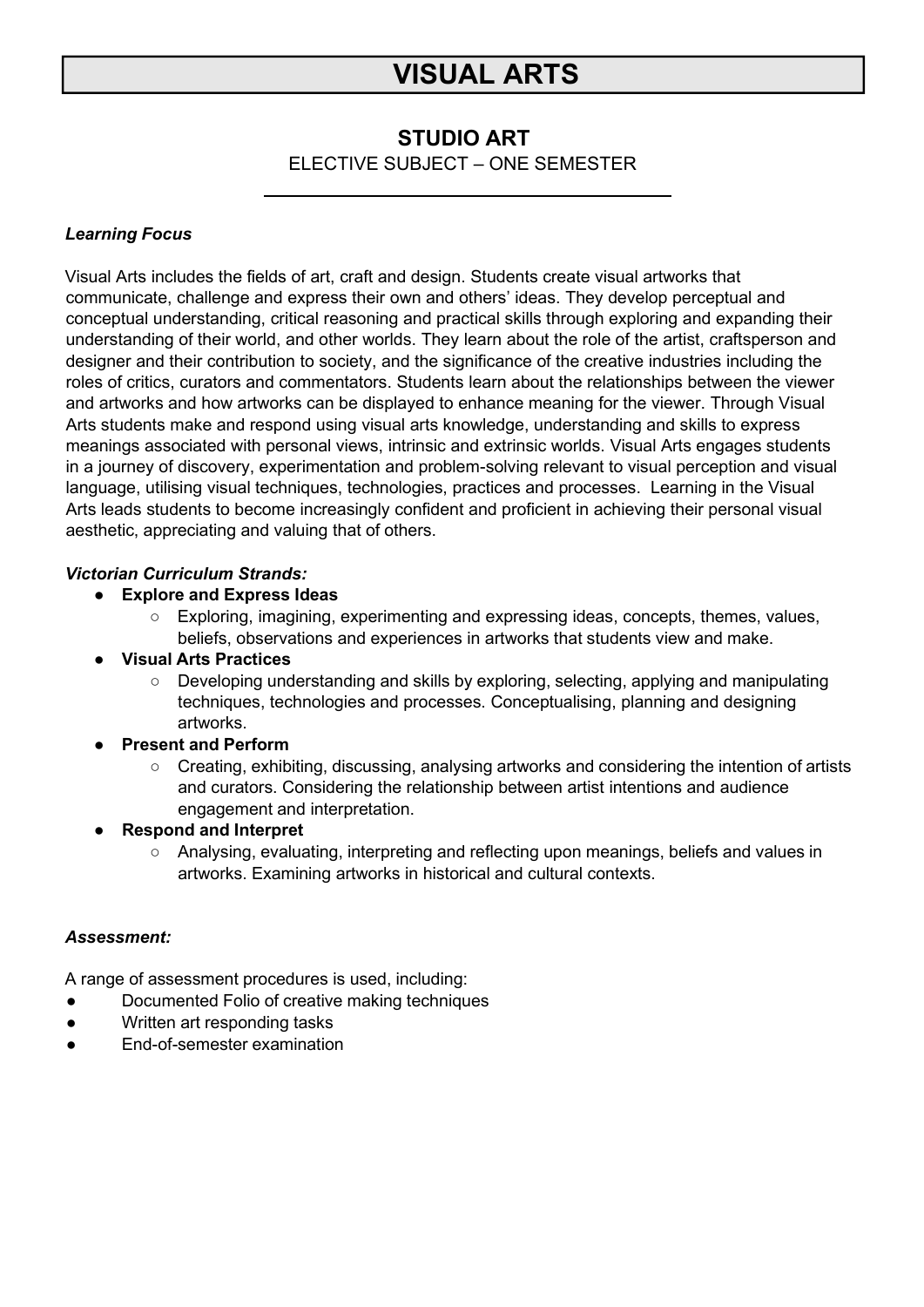# VISUAL ARTS

## STUDIO ART

ELECTIVE SUBJECT – ONE SEMESTER

***Learning Focus***

Visual Arts includes the fields of art, craft and design. Students create visual artworks that communicate, challenge and express their own and others' ideas. They develop perceptual and conceptual understanding, critical reasoning and practical skills through exploring and expanding their understanding of their world, and other worlds. They learn about the role of the artist, craftsperson and designer and their contribution to society, and the significance of the creative industries including the roles of critics, curators and commentators. Students learn about the relationships between the viewer and artworks and how artworks can be displayed to enhance meaning for the viewer. Through Visual Arts students make and respond using visual arts knowledge, understanding and skills to express meanings associated with personal views, intrinsic and extrinsic worlds. Visual Arts engages students in a journey of discovery, experimentation and problem-solving relevant to visual perception and visual language, utilising visual techniques, technologies, practices and processes. Learning in the Visual Arts leads students to become increasingly confident and proficient in achieving their personal visual aesthetic, appreciating and valuing that of others.

***Victorian Curriculum Strands:***

- **Explore and Express Ideas**
  - Exploring, imagining, experimenting and expressing ideas, concepts, themes, values, beliefs, observations and experiences in artworks that students view and make.
- **Visual Arts Practices**
  - Developing understanding and skills by exploring, selecting, applying and manipulating techniques, technologies and processes. Conceptualising, planning and designing artworks.
- **Present and Perform**
  - Creating, exhibiting, discussing, analysing artworks and considering the intention of artists and curators. Considering the relationship between artist intentions and audience engagement and interpretation.
- **Respond and Interpret**
  - Analysing, evaluating, interpreting and reflecting upon meanings, beliefs and values in artworks. Examining artworks in historical and cultural contexts.

***Assessment:***

A range of assessment procedures is used, including:

- Documented Folio of creative making techniques
- Written art responding tasks
- End-of-semester examination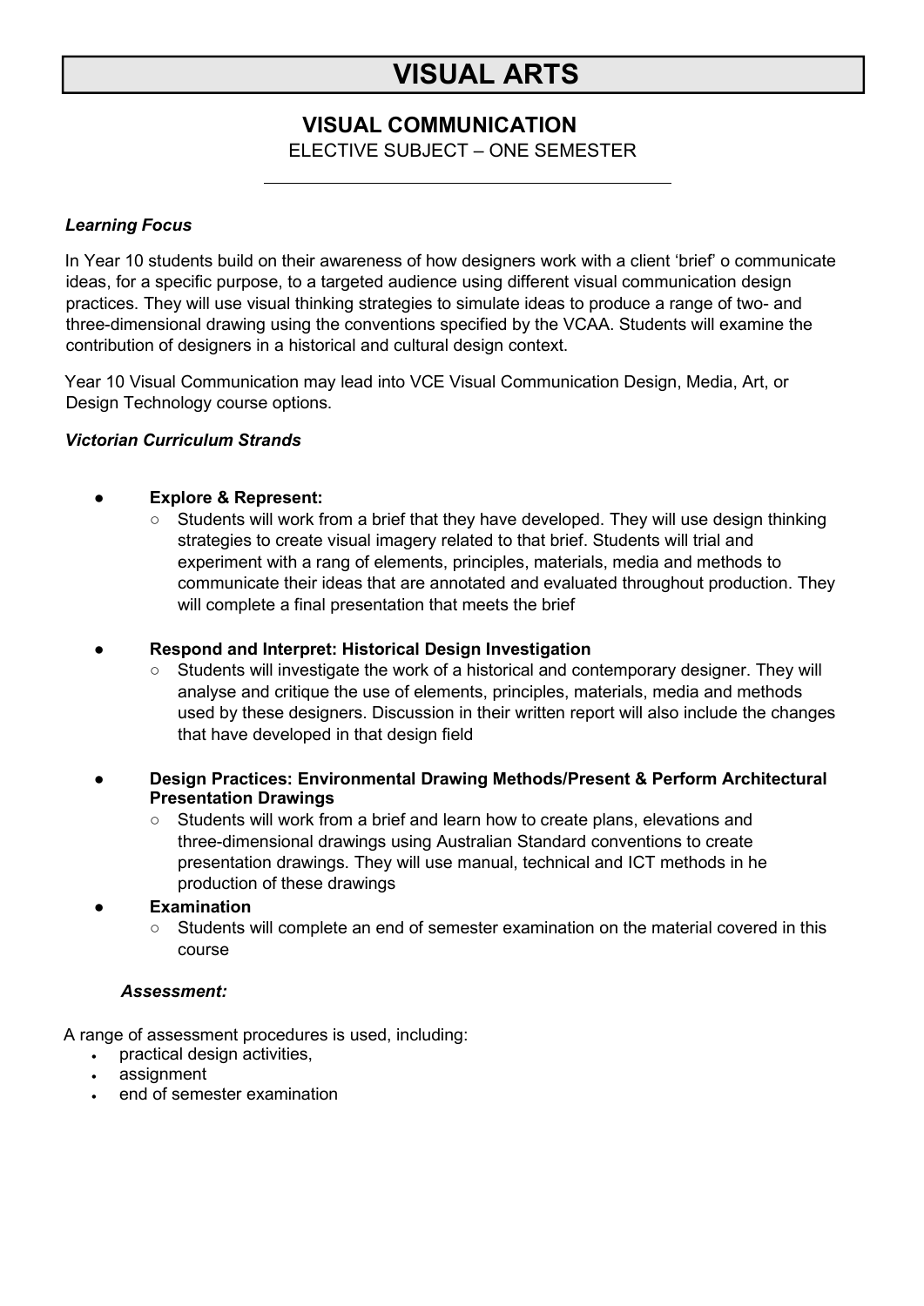# VISUAL ARTS

## VISUAL COMMUNICATION

ELECTIVE SUBJECT – ONE SEMESTER

---

***Learning Focus***

In Year 10 students build on their awareness of how designers work with a client 'brief' o communicate ideas, for a specific purpose, to a targeted audience using different visual communication design practices. They will use visual thinking strategies to simulate ideas to produce a range of two- and three-dimensional drawing using the conventions specified by the VCAA. Students will examine the contribution of designers in a historical and cultural design context.

Year 10 Visual Communication may lead into VCE Visual Communication Design, Media, Art, or Design Technology course options.

***Victorian Curriculum Strands***

- **Explore & Represent:**
  - Students will work from a brief that they have developed. They will use design thinking strategies to create visual imagery related to that brief. Students will trial and experiment with a rang of elements, principles, materials, media and methods to communicate their ideas that are annotated and evaluated throughout production. They will complete a final presentation that meets the brief
- **Respond and Interpret: Historical Design Investigation**
  - Students will investigate the work of a historical and contemporary designer. They will analyse and critique the use of elements, principles, materials, media and methods used by these designers. Discussion in their written report will also include the changes that have developed in that design field
- **Design Practices: Environmental Drawing Methods/Present & Perform Architectural Presentation Drawings**
  - Students will work from a brief and learn how to create plans, elevations and three-dimensional drawings using Australian Standard conventions to create presentation drawings. They will use manual, technical and ICT methods in he production of these drawings
- **Examination**
  - Students will complete an end of semester examination on the material covered in this course

***Assessment:***

A range of assessment procedures is used, including:

- practical design activities,
- assignment
- end of semester examination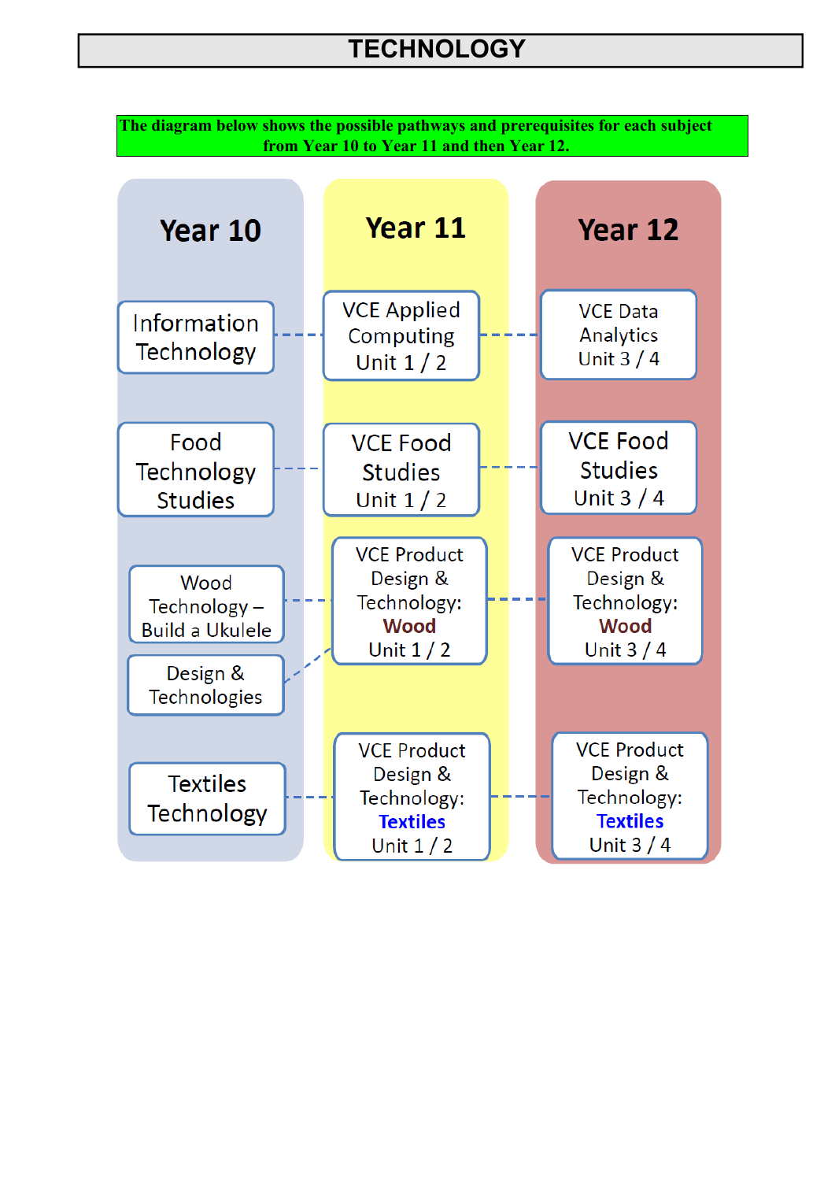# TECHNOLOGY

**The diagram below shows the possible pathways and prerequisites for each subject from Year 10 to Year 11 and then Year 12.**

| Year 10 | Year 11 | Year 12 |
| --- | --- | --- |
| Information Technology | VCE Applied Computing Unit 1 / 2 | VCE Data Analytics Unit 3 / 4 |
| Food Technology Studies | VCE Food Studies Unit 1 / 2 | VCE Food Studies Unit 3 / 4 |
| Wood Technology – Build a Ukulele<br>Design & Technologies | VCE Product Design & Technology: **Wood** Unit 1 / 2 | VCE Product Design & Technology: **Wood** Unit 3 / 4 |
| Textiles Technology | VCE Product Design & Technology: **Textiles** Unit 1 / 2 | VCE Product Design & Technology: **Textiles** Unit 3 / 4 |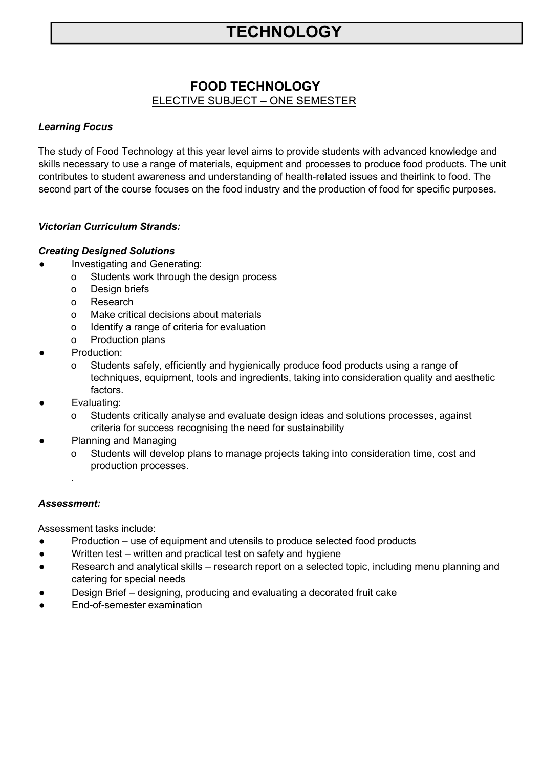# TECHNOLOGY

## FOOD TECHNOLOGY

ELECTIVE SUBJECT – ONE SEMESTER

***Learning Focus***

The study of Food Technology at this year level aims to provide students with advanced knowledge and skills necessary to use a range of materials, equipment and processes to produce food products. The unit contributes to student awareness and understanding of health-related issues and theirlink to food. The second part of the course focuses on the food industry and the production of food for specific purposes.

***Victorian Curriculum Strands:***

***Creating Designed Solutions***

- Investigating and Generating:
  - Students work through the design process
  - Design briefs
  - Research
  - Make critical decisions about materials
  - Identify a range of criteria for evaluation
  - Production plans
- Production:
  - Students safely, efficiently and hygienically produce food products using a range of techniques, equipment, tools and ingredients, taking into consideration quality and aesthetic factors.
- Evaluating:
  - Students critically analyse and evaluate design ideas and solutions processes, against criteria for success recognising the need for sustainability
- Planning and Managing
  - Students will develop plans to manage projects taking into consideration time, cost and production processes.

***Assessment:***

Assessment tasks include:

- Production – use of equipment and utensils to produce selected food products
- Written test – written and practical test on safety and hygiene
- Research and analytical skills – research report on a selected topic, including menu planning and catering for special needs
- Design Brief – designing, producing and evaluating a decorated fruit cake
- End-of-semester examination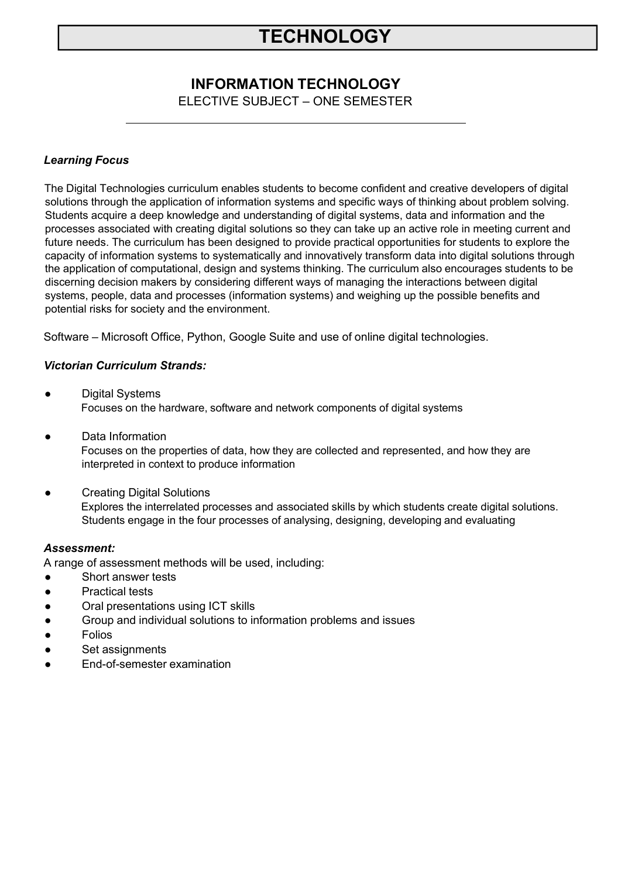# TECHNOLOGY

## INFORMATION TECHNOLOGY

ELECTIVE SUBJECT – ONE SEMESTER

### *Learning Focus*

The Digital Technologies curriculum enables students to become confident and creative developers of digital solutions through the application of information systems and specific ways of thinking about problem solving. Students acquire a deep knowledge and understanding of digital systems, data and information and the processes associated with creating digital solutions so they can take up an active role in meeting current and future needs. The curriculum has been designed to provide practical opportunities for students to explore the capacity of information systems to systematically and innovatively transform data into digital solutions through the application of computational, design and systems thinking. The curriculum also encourages students to be discerning decision makers by considering different ways of managing the interactions between digital systems, people, data and processes (information systems) and weighing up the possible benefits and potential risks for society and the environment.

Software – Microsoft Office, Python, Google Suite and use of online digital technologies.

### *Victorian Curriculum Strands:*

- Digital Systems
  Focuses on the hardware, software and network components of digital systems
- Data Information
  Focuses on the properties of data, how they are collected and represented, and how they are interpreted in context to produce information
- Creating Digital Solutions
  Explores the interrelated processes and associated skills by which students create digital solutions. Students engage in the four processes of analysing, designing, developing and evaluating

### *Assessment:*

A range of assessment methods will be used, including:

- Short answer tests
- Practical tests
- Oral presentations using ICT skills
- Group and individual solutions to information problems and issues
- Folios
- Set assignments
- End-of-semester examination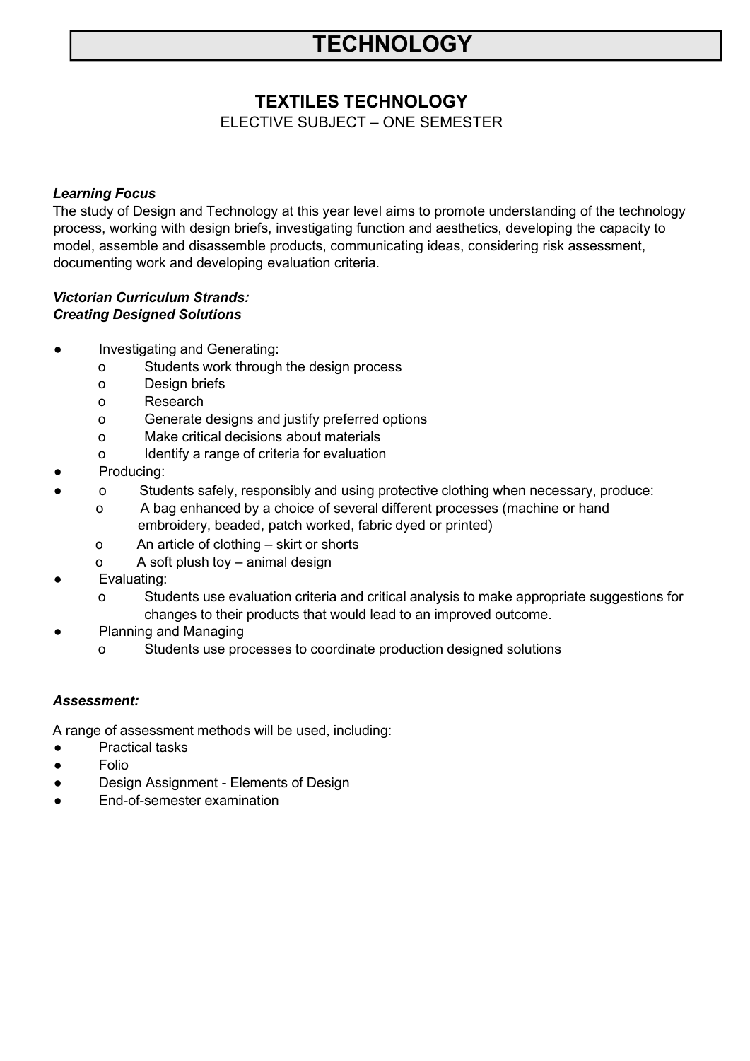# TECHNOLOGY

## TEXTILES TECHNOLOGY

ELECTIVE SUBJECT – ONE SEMESTER

***Learning Focus***

The study of Design and Technology at this year level aims to promote understanding of the technology process, working with design briefs, investigating function and aesthetics, developing the capacity to model, assemble and disassemble products, communicating ideas, considering risk assessment, documenting work and developing evaluation criteria.

***Victorian Curriculum Strands:***
***Creating Designed Solutions***

- Investigating and Generating:
  - Students work through the design process
  - Design briefs
  - Research
  - Generate designs and justify preferred options
  - Make critical decisions about materials
  - Identify a range of criteria for evaluation
- Producing:
- 
  - Students safely, responsibly and using protective clothing when necessary, produce:
  - A bag enhanced by a choice of several different processes (machine or hand embroidery, beaded, patch worked, fabric dyed or printed)
  - An article of clothing – skirt or shorts
  - A soft plush toy – animal design
- Evaluating:
  - Students use evaluation criteria and critical analysis to make appropriate suggestions for changes to their products that would lead to an improved outcome.
- Planning and Managing
  - Students use processes to coordinate production designed solutions

***Assessment:***

A range of assessment methods will be used, including:

- Practical tasks
- Folio
- Design Assignment - Elements of Design
- End-of-semester examination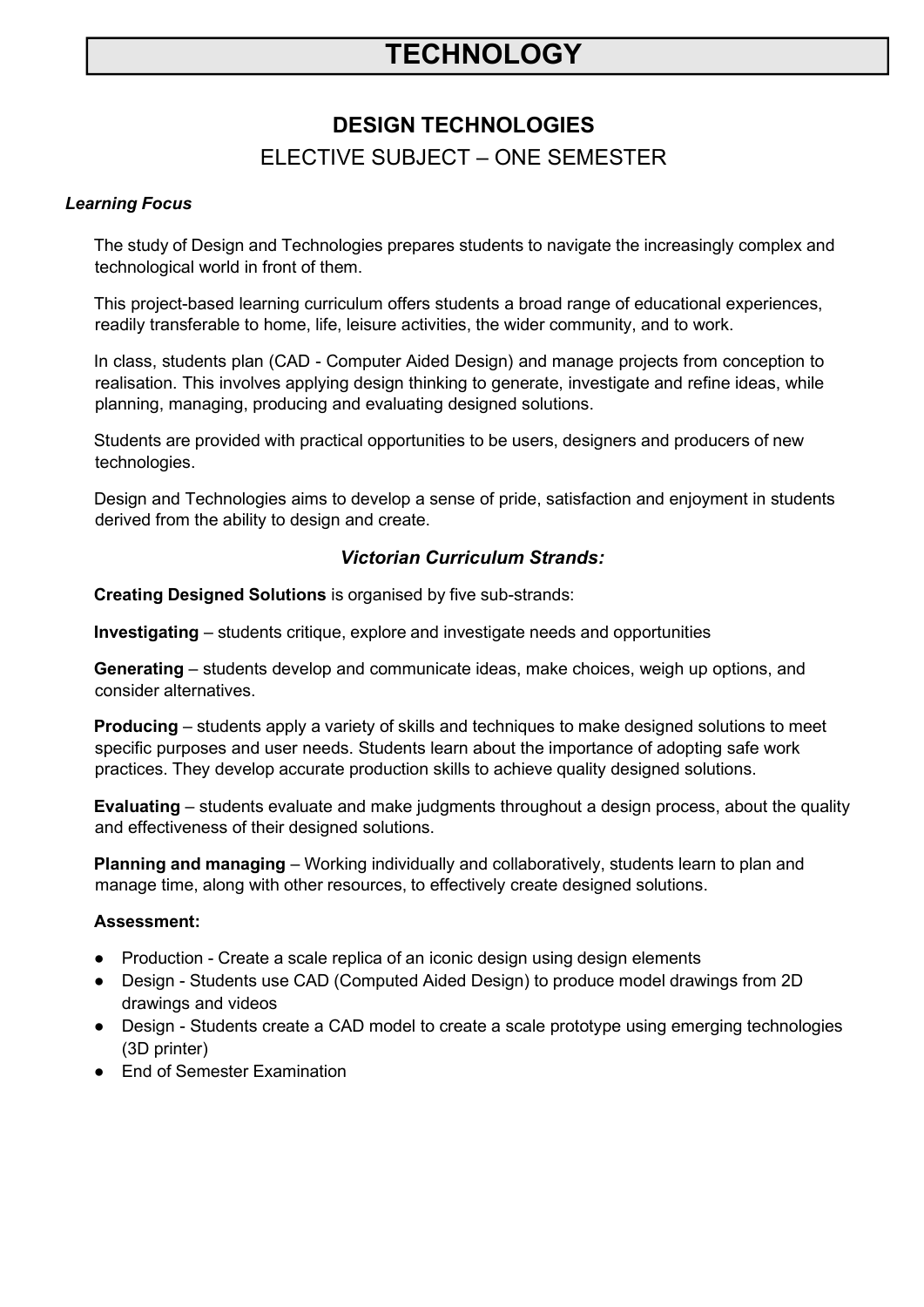# TECHNOLOGY

## DESIGN TECHNOLOGIES

### ELECTIVE SUBJECT – ONE SEMESTER

***Learning Focus***

The study of Design and Technologies prepares students to navigate the increasingly complex and technological world in front of them.

This project-based learning curriculum offers students a broad range of educational experiences, readily transferable to home, life, leisure activities, the wider community, and to work.

In class, students plan (CAD - Computer Aided Design) and manage projects from conception to realisation. This involves applying design thinking to generate, investigate and refine ideas, while planning, managing, producing and evaluating designed solutions.

Students are provided with practical opportunities to be users, designers and producers of new technologies.

Design and Technologies aims to develop a sense of pride, satisfaction and enjoyment in students derived from the ability to design and create.

***Victorian Curriculum Strands:***

**Creating Designed Solutions** is organised by five sub-strands:

**Investigating** – students critique, explore and investigate needs and opportunities

**Generating** – students develop and communicate ideas, make choices, weigh up options, and consider alternatives.

**Producing** – students apply a variety of skills and techniques to make designed solutions to meet specific purposes and user needs. Students learn about the importance of adopting safe work practices. They develop accurate production skills to achieve quality designed solutions.

**Evaluating** – students evaluate and make judgments throughout a design process, about the quality and effectiveness of their designed solutions.

**Planning and managing** – Working individually and collaboratively, students learn to plan and manage time, along with other resources, to effectively create designed solutions.

**Assessment:**

- Production - Create a scale replica of an iconic design using design elements
- Design - Students use CAD (Computed Aided Design) to produce model drawings from 2D drawings and videos
- Design - Students create a CAD model to create a scale prototype using emerging technologies (3D printer)
- End of Semester Examination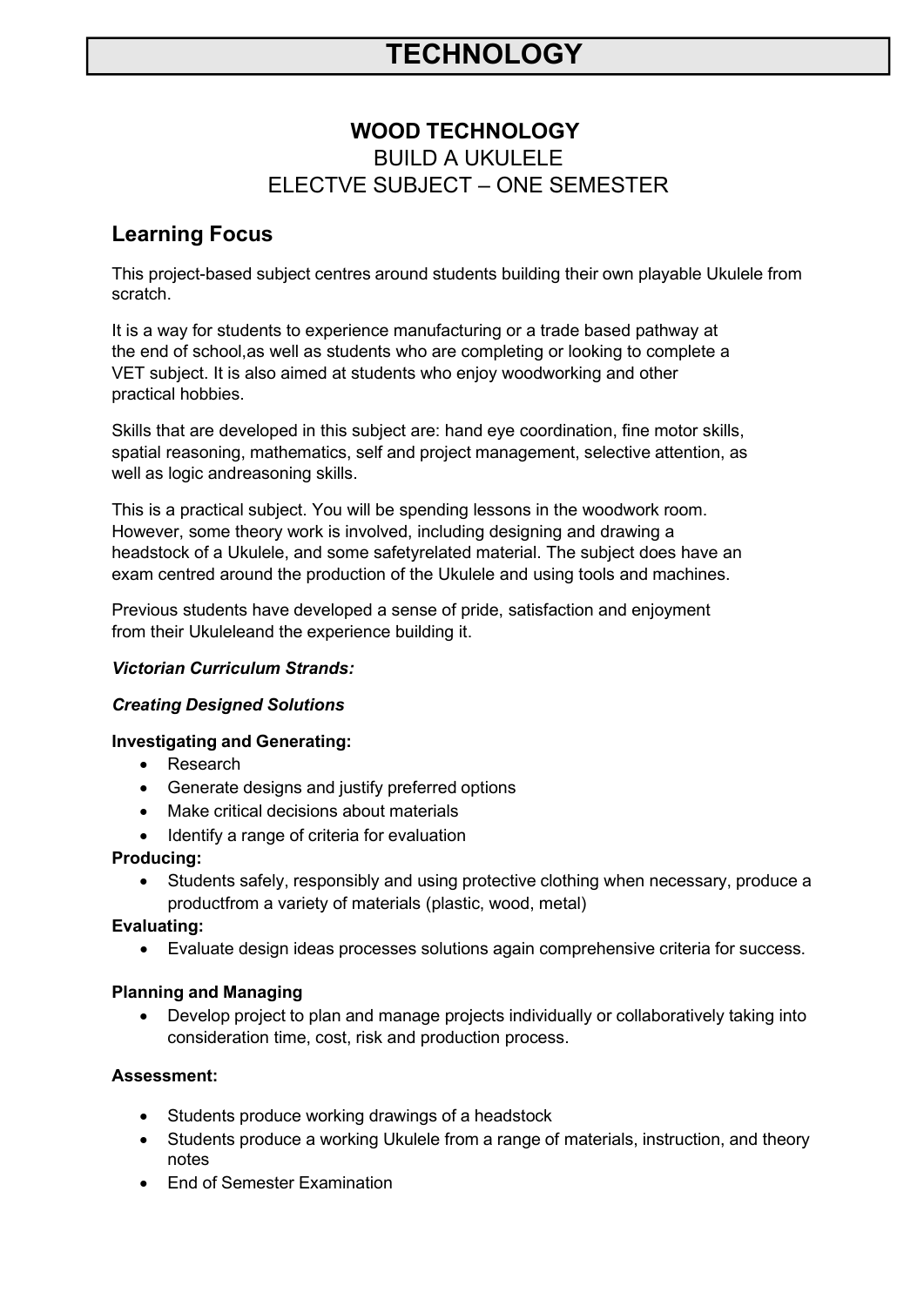# TECHNOLOGY

## WOOD TECHNOLOGY

BUILD A UKULELE

ELECTVE SUBJECT – ONE SEMESTER

## Learning Focus

This project-based subject centres around students building their own playable Ukulele from scratch.

It is a way for students to experience manufacturing or a trade based pathway at the end of school,as well as students who are completing or looking to complete a VET subject. It is also aimed at students who enjoy woodworking and other practical hobbies.

Skills that are developed in this subject are: hand eye coordination, fine motor skills, spatial reasoning, mathematics, self and project management, selective attention, as well as logic andreasoning skills.

This is a practical subject. You will be spending lessons in the woodwork room. However, some theory work is involved, including designing and drawing a headstock of a Ukulele, and some safetyrelated material. The subject does have an exam centred around the production of the Ukulele and using tools and machines.

Previous students have developed a sense of pride, satisfaction and enjoyment from their Ukuleleand the experience building it.

***Victorian Curriculum Strands:***

***Creating Designed Solutions***

**Investigating and Generating:**

- Research
- Generate designs and justify preferred options
- Make critical decisions about materials
- Identify a range of criteria for evaluation

**Producing:**

- Students safely, responsibly and using protective clothing when necessary, produce a productfrom a variety of materials (plastic, wood, metal)

**Evaluating:**

- Evaluate design ideas processes solutions again comprehensive criteria for success.

**Planning and Managing**

- Develop project to plan and manage projects individually or collaboratively taking into consideration time, cost, risk and production process.

**Assessment:**

- Students produce working drawings of a headstock
- Students produce a working Ukulele from a range of materials, instruction, and theory notes
- End of Semester Examination